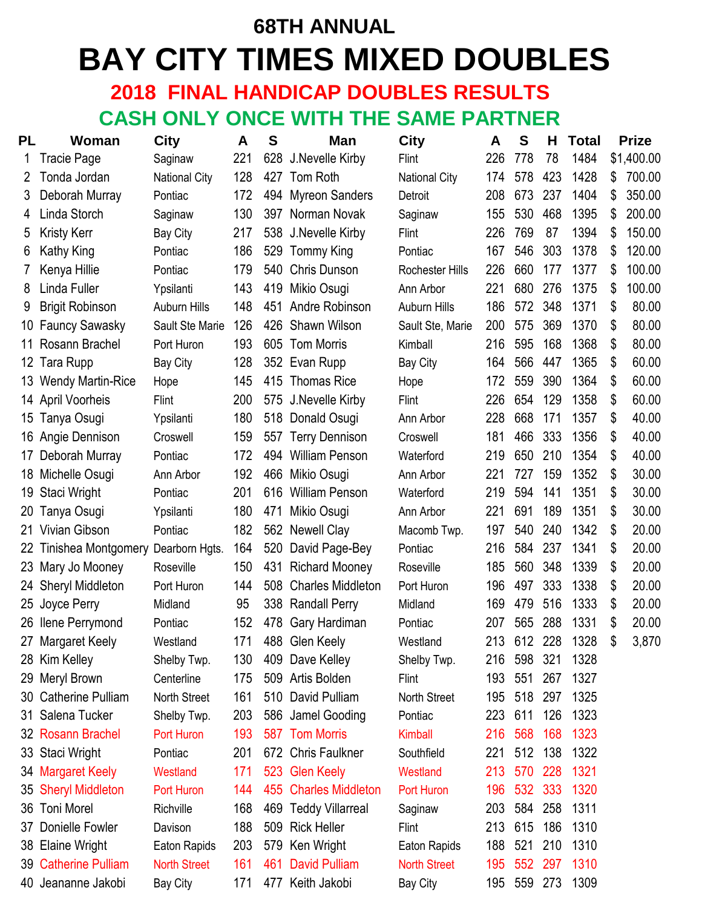# 68TH ANNUAL

# BAY CITY TIMES MIXED DOUBLES

## 2018 FINAL HANDICAP DOUBLES RESULTS

## CASH ONLY ONCE WITH THE SAME PARTNER

| PL | Woman | City | A | S | Man | City | A | S | H | Total | Prize |
|---|---|---|---|---|---|---|---|---|---|---|---|
| 1 | Tracie Page | Saginaw | 221 | 628 | J.Nevelle Kirby | Flint | 226 | 778 | 78 | 1484 | $1,400.00 |
| 2 | Tonda Jordan | National City | 128 | 427 | Tom Roth | National City | 174 | 578 | 423 | 1428 | $ 700.00 |
| 3 | Deborah Murray | Pontiac | 172 | 494 | Myreon Sanders | Detroit | 208 | 673 | 237 | 1404 | $ 350.00 |
| 4 | Linda Storch | Saginaw | 130 | 397 | Norman Novak | Saginaw | 155 | 530 | 468 | 1395 | $ 200.00 |
| 5 | Kristy Kerr | Bay City | 217 | 538 | J.Nevelle Kirby | Flint | 226 | 769 | 87 | 1394 | $ 150.00 |
| 6 | Kathy King | Pontiac | 186 | 529 | Tommy King | Pontiac | 167 | 546 | 303 | 1378 | $ 120.00 |
| 7 | Kenya Hillie | Pontiac | 179 | 540 | Chris Dunson | Rochester Hills | 226 | 660 | 177 | 1377 | $ 100.00 |
| 8 | Linda Fuller | Ypsilanti | 143 | 419 | Mikio Osugi | Ann Arbor | 221 | 680 | 276 | 1375 | $ 100.00 |
| 9 | Brigit Robinson | Auburn Hills | 148 | 451 | Andre Robinson | Auburn Hills | 186 | 572 | 348 | 1371 | $ 80.00 |
| 10 | Fauncy Sawasky | Sault Ste Marie | 126 | 426 | Shawn Wilson | Sault Ste, Marie | 200 | 575 | 369 | 1370 | $ 80.00 |
| 11 | Rosann Brachel | Port Huron | 193 | 605 | Tom Morris | Kimball | 216 | 595 | 168 | 1368 | $ 80.00 |
| 12 | Tara Rupp | Bay City | 128 | 352 | Evan Rupp | Bay City | 164 | 566 | 447 | 1365 | $ 60.00 |
| 13 | Wendy Martin-Rice | Hope | 145 | 415 | Thomas Rice | Hope | 172 | 559 | 390 | 1364 | $ 60.00 |
| 14 | April Voorheis | Flint | 200 | 575 | J.Nevelle Kirby | Flint | 226 | 654 | 129 | 1358 | $ 60.00 |
| 15 | Tanya Osugi | Ypsilanti | 180 | 518 | Donald Osugi | Ann Arbor | 228 | 668 | 171 | 1357 | $ 40.00 |
| 16 | Angie Dennison | Croswell | 159 | 557 | Terry Dennison | Croswell | 181 | 466 | 333 | 1356 | $ 40.00 |
| 17 | Deborah Murray | Pontiac | 172 | 494 | William Penson | Waterford | 219 | 650 | 210 | 1354 | $ 40.00 |
| 18 | Michelle Osugi | Ann Arbor | 192 | 466 | Mikio Osugi | Ann Arbor | 221 | 727 | 159 | 1352 | $ 30.00 |
| 19 | Staci Wright | Pontiac | 201 | 616 | William Penson | Waterford | 219 | 594 | 141 | 1351 | $ 30.00 |
| 20 | Tanya Osugi | Ypsilanti | 180 | 471 | Mikio Osugi | Ann Arbor | 221 | 691 | 189 | 1351 | $ 30.00 |
| 21 | Vivian Gibson | Pontiac | 182 | 562 | Newell Clay | Macomb Twp. | 197 | 540 | 240 | 1342 | $ 20.00 |
| 22 | Tinishea Montgomery | Dearborn Hgts. | 164 | 520 | David Page-Bey | Pontiac | 216 | 584 | 237 | 1341 | $ 20.00 |
| 23 | Mary Jo Mooney | Roseville | 150 | 431 | Richard Mooney | Roseville | 185 | 560 | 348 | 1339 | $ 20.00 |
| 24 | Sheryl Middleton | Port Huron | 144 | 508 | Charles Middleton | Port Huron | 196 | 497 | 333 | 1338 | $ 20.00 |
| 25 | Joyce Perry | Midland | 95 | 338 | Randall Perry | Midland | 169 | 479 | 516 | 1333 | $ 20.00 |
| 26 | Ilene Perrymond | Pontiac | 152 | 478 | Gary Hardiman | Pontiac | 207 | 565 | 288 | 1331 | $ 20.00 |
| 27 | Margaret Keely | Westland | 171 | 488 | Glen Keely | Westland | 213 | 612 | 228 | 1328 | $ 3,870 |
| 28 | Kim Kelley | Shelby Twp. | 130 | 409 | Dave Kelley | Shelby Twp. | 216 | 598 | 321 | 1328 | |
| 29 | Meryl Brown | Centerline | 175 | 509 | Artis Bolden | Flint | 193 | 551 | 267 | 1327 | |
| 30 | Catherine Pulliam | North Street | 161 | 510 | David Pulliam | North Street | 195 | 518 | 297 | 1325 | |
| 31 | Salena Tucker | Shelby Twp. | 203 | 586 | Jamel Gooding | Pontiac | 223 | 611 | 126 | 1323 | |
| 32 | Rosann Brachel | Port Huron | 193 | 587 | Tom Morris | Kimball | 216 | 568 | 168 | 1323 | |
| 33 | Staci Wright | Pontiac | 201 | 672 | Chris Faulkner | Southfield | 221 | 512 | 138 | 1322 | |
| 34 | Margaret Keely | Westland | 171 | 523 | Glen Keely | Westland | 213 | 570 | 228 | 1321 | |
| 35 | Sheryl Middleton | Port Huron | 144 | 455 | Charles Middleton | Port Huron | 196 | 532 | 333 | 1320 | |
| 36 | Toni Morel | Richville | 168 | 469 | Teddy Villarreal | Saginaw | 203 | 584 | 258 | 1311 | |
| 37 | Donielle Fowler | Davison | 188 | 509 | Rick Heller | Flint | 213 | 615 | 186 | 1310 | |
| 38 | Elaine Wright | Eaton Rapids | 203 | 579 | Ken Wright | Eaton Rapids | 188 | 521 | 210 | 1310 | |
| 39 | Catherine Pulliam | North Street | 161 | 461 | David Pulliam | North Street | 195 | 552 | 297 | 1310 | |
| 40 | Jeananne Jakobi | Bay City | 171 | 477 | Keith Jakobi | Bay City | 195 | 559 | 273 | 1309 | |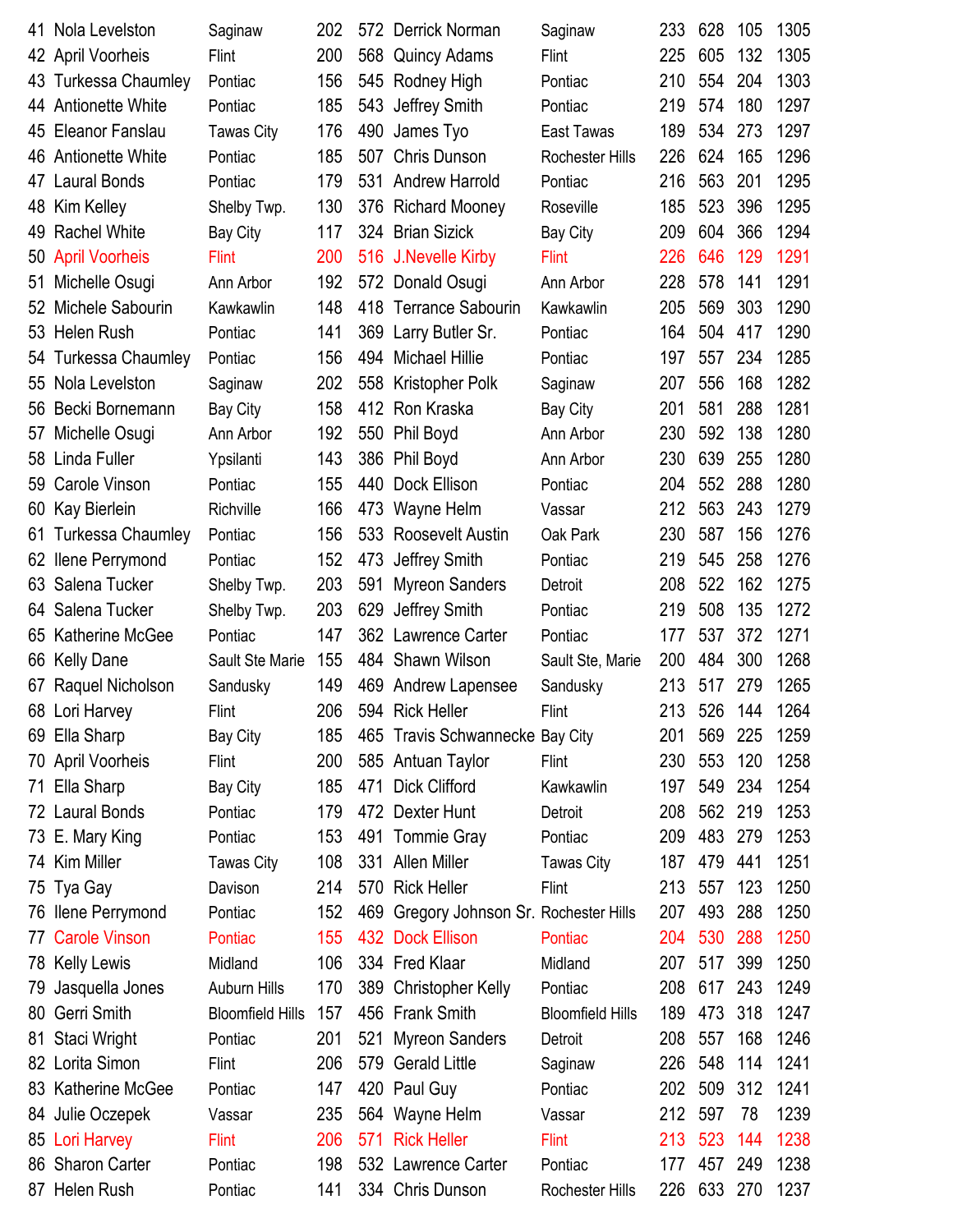| # | Name | City | Avg | Score | Name | City | Avg | Score | Hdcp | Total |
|---|---|---|---|---|---|---|---|---|---|---|
| 41 | Nola Levelston | Saginaw | 202 | 572 | Derrick Norman | Saginaw | 233 | 628 | 105 | 1305 |
| 42 | April Voorheis | Flint | 200 | 568 | Quincy Adams | Flint | 225 | 605 | 132 | 1305 |
| 43 | Turkessa Chaumley | Pontiac | 156 | 545 | Rodney High | Pontiac | 210 | 554 | 204 | 1303 |
| 44 | Antionette White | Pontiac | 185 | 543 | Jeffrey Smith | Pontiac | 219 | 574 | 180 | 1297 |
| 45 | Eleanor Fanslau | Tawas City | 176 | 490 | James Tyo | East Tawas | 189 | 534 | 273 | 1297 |
| 46 | Antionette White | Pontiac | 185 | 507 | Chris Dunson | Rochester Hills | 226 | 624 | 165 | 1296 |
| 47 | Laural Bonds | Pontiac | 179 | 531 | Andrew Harrold | Pontiac | 216 | 563 | 201 | 1295 |
| 48 | Kim Kelley | Shelby Twp. | 130 | 376 | Richard Mooney | Roseville | 185 | 523 | 396 | 1295 |
| 49 | Rachel White | Bay City | 117 | 324 | Brian Sizick | Bay City | 209 | 604 | 366 | 1294 |
| 50 | April Voorheis | Flint | 200 | 516 | J.Nevelle Kirby | Flint | 226 | 646 | 129 | 1291 |
| 51 | Michelle Osugi | Ann Arbor | 192 | 572 | Donald Osugi | Ann Arbor | 228 | 578 | 141 | 1291 |
| 52 | Michele Sabourin | Kawkawlin | 148 | 418 | Terrance Sabourin | Kawkawlin | 205 | 569 | 303 | 1290 |
| 53 | Helen Rush | Pontiac | 141 | 369 | Larry Butler Sr. | Pontiac | 164 | 504 | 417 | 1290 |
| 54 | Turkessa Chaumley | Pontiac | 156 | 494 | Michael Hillie | Pontiac | 197 | 557 | 234 | 1285 |
| 55 | Nola Levelston | Saginaw | 202 | 558 | Kristopher Polk | Saginaw | 207 | 556 | 168 | 1282 |
| 56 | Becki Bornemann | Bay City | 158 | 412 | Ron Kraska | Bay City | 201 | 581 | 288 | 1281 |
| 57 | Michelle Osugi | Ann Arbor | 192 | 550 | Phil Boyd | Ann Arbor | 230 | 592 | 138 | 1280 |
| 58 | Linda Fuller | Ypsilanti | 143 | 386 | Phil Boyd | Ann Arbor | 230 | 639 | 255 | 1280 |
| 59 | Carole Vinson | Pontiac | 155 | 440 | Dock Ellison | Pontiac | 204 | 552 | 288 | 1280 |
| 60 | Kay Bierlein | Richville | 166 | 473 | Wayne Helm | Vassar | 212 | 563 | 243 | 1279 |
| 61 | Turkessa Chaumley | Pontiac | 156 | 533 | Roosevelt Austin | Oak Park | 230 | 587 | 156 | 1276 |
| 62 | Ilene Perrymond | Pontiac | 152 | 473 | Jeffrey Smith | Pontiac | 219 | 545 | 258 | 1276 |
| 63 | Salena Tucker | Shelby Twp. | 203 | 591 | Myreon Sanders | Detroit | 208 | 522 | 162 | 1275 |
| 64 | Salena Tucker | Shelby Twp. | 203 | 629 | Jeffrey Smith | Pontiac | 219 | 508 | 135 | 1272 |
| 65 | Katherine McGee | Pontiac | 147 | 362 | Lawrence Carter | Pontiac | 177 | 537 | 372 | 1271 |
| 66 | Kelly Dane | Sault Ste Marie | 155 | 484 | Shawn Wilson | Sault Ste, Marie | 200 | 484 | 300 | 1268 |
| 67 | Raquel Nicholson | Sandusky | 149 | 469 | Andrew Lapensee | Sandusky | 213 | 517 | 279 | 1265 |
| 68 | Lori Harvey | Flint | 206 | 594 | Rick Heller | Flint | 213 | 526 | 144 | 1264 |
| 69 | Ella Sharp | Bay City | 185 | 465 | Travis Schwannecke | Bay City | 201 | 569 | 225 | 1259 |
| 70 | April Voorheis | Flint | 200 | 585 | Antuan Taylor | Flint | 230 | 553 | 120 | 1258 |
| 71 | Ella Sharp | Bay City | 185 | 471 | Dick Clifford | Kawkawlin | 197 | 549 | 234 | 1254 |
| 72 | Laural Bonds | Pontiac | 179 | 472 | Dexter Hunt | Detroit | 208 | 562 | 219 | 1253 |
| 73 | E. Mary King | Pontiac | 153 | 491 | Tommie Gray | Pontiac | 209 | 483 | 279 | 1253 |
| 74 | Kim Miller | Tawas City | 108 | 331 | Allen Miller | Tawas City | 187 | 479 | 441 | 1251 |
| 75 | Tya Gay | Davison | 214 | 570 | Rick Heller | Flint | 213 | 557 | 123 | 1250 |
| 76 | Ilene Perrymond | Pontiac | 152 | 469 | Gregory Johnson Sr. | Rochester Hills | 207 | 493 | 288 | 1250 |
| 77 | Carole Vinson | Pontiac | 155 | 432 | Dock Ellison | Pontiac | 204 | 530 | 288 | 1250 |
| 78 | Kelly Lewis | Midland | 106 | 334 | Fred Klaar | Midland | 207 | 517 | 399 | 1250 |
| 79 | Jasquella Jones | Auburn Hills | 170 | 389 | Christopher Kelly | Pontiac | 208 | 617 | 243 | 1249 |
| 80 | Gerri Smith | Bloomfield Hills | 157 | 456 | Frank Smith | Bloomfield Hills | 189 | 473 | 318 | 1247 |
| 81 | Staci Wright | Pontiac | 201 | 521 | Myreon Sanders | Detroit | 208 | 557 | 168 | 1246 |
| 82 | Lorita Simon | Flint | 206 | 579 | Gerald Little | Saginaw | 226 | 548 | 114 | 1241 |
| 83 | Katherine McGee | Pontiac | 147 | 420 | Paul Guy | Pontiac | 202 | 509 | 312 | 1241 |
| 84 | Julie Oczepek | Vassar | 235 | 564 | Wayne Helm | Vassar | 212 | 597 | 78 | 1239 |
| 85 | Lori Harvey | Flint | 206 | 571 | Rick Heller | Flint | 213 | 523 | 144 | 1238 |
| 86 | Sharon Carter | Pontiac | 198 | 532 | Lawrence Carter | Pontiac | 177 | 457 | 249 | 1238 |
| 87 | Helen Rush | Pontiac | 141 | 334 | Chris Dunson | Rochester Hills | 226 | 633 | 270 | 1237 |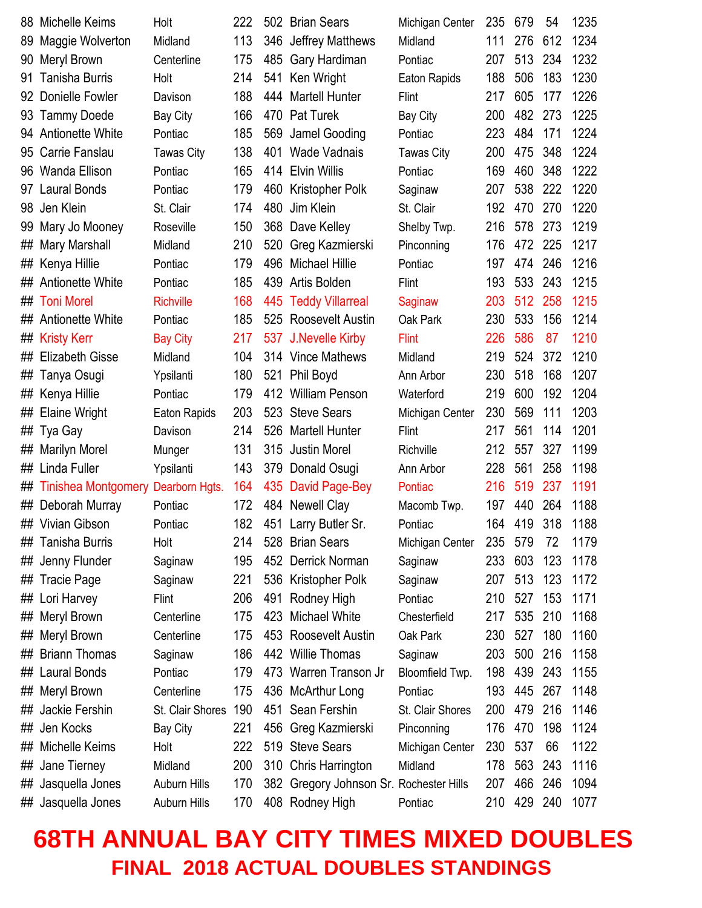| | | | | | | | | | | |
|---|---|---|---|---|---|---|---|---|---|---|
| 88 | Michelle Keims | Holt | 222 | 502 | Brian Sears | Michigan Center | 235 | 679 | 54 | 1235 |
| 89 | Maggie Wolverton | Midland | 113 | 346 | Jeffrey Matthews | Midland | 111 | 276 | 612 | 1234 |
| 90 | Meryl Brown | Centerline | 175 | 485 | Gary Hardiman | Pontiac | 207 | 513 | 234 | 1232 |
| 91 | Tanisha Burris | Holt | 214 | 541 | Ken Wright | Eaton Rapids | 188 | 506 | 183 | 1230 |
| 92 | Donielle Fowler | Davison | 188 | 444 | Martell Hunter | Flint | 217 | 605 | 177 | 1226 |
| 93 | Tammy Doede | Bay City | 166 | 470 | Pat Turek | Bay City | 200 | 482 | 273 | 1225 |
| 94 | Antionette White | Pontiac | 185 | 569 | Jamel Gooding | Pontiac | 223 | 484 | 171 | 1224 |
| 95 | Carrie Fanslau | Tawas City | 138 | 401 | Wade Vadnais | Tawas City | 200 | 475 | 348 | 1224 |
| 96 | Wanda Ellison | Pontiac | 165 | 414 | Elvin Willis | Pontiac | 169 | 460 | 348 | 1222 |
| 97 | Laural Bonds | Pontiac | 179 | 460 | Kristopher Polk | Saginaw | 207 | 538 | 222 | 1220 |
| 98 | Jen Klein | St. Clair | 174 | 480 | Jim Klein | St. Clair | 192 | 470 | 270 | 1220 |
| 99 | Mary Jo Mooney | Roseville | 150 | 368 | Dave Kelley | Shelby Twp. | 216 | 578 | 273 | 1219 |
| ## | Mary Marshall | Midland | 210 | 520 | Greg Kazmierski | Pinconning | 176 | 472 | 225 | 1217 |
| ## | Kenya Hillie | Pontiac | 179 | 496 | Michael Hillie | Pontiac | 197 | 474 | 246 | 1216 |
| ## | Antionette White | Pontiac | 185 | 439 | Artis Bolden | Flint | 193 | 533 | 243 | 1215 |
| ## | Toni Morel | Richville | 168 | 445 | Teddy Villarreal | Saginaw | 203 | 512 | 258 | 1215 |
| ## | Antionette White | Pontiac | 185 | 525 | Roosevelt Austin | Oak Park | 230 | 533 | 156 | 1214 |
| ## | Kristy Kerr | Bay City | 217 | 537 | J.Nevelle Kirby | Flint | 226 | 586 | 87 | 1210 |
| ## | Elizabeth Gisse | Midland | 104 | 314 | Vince Mathews | Midland | 219 | 524 | 372 | 1210 |
| ## | Tanya Osugi | Ypsilanti | 180 | 521 | Phil Boyd | Ann Arbor | 230 | 518 | 168 | 1207 |
| ## | Kenya Hillie | Pontiac | 179 | 412 | William Penson | Waterford | 219 | 600 | 192 | 1204 |
| ## | Elaine Wright | Eaton Rapids | 203 | 523 | Steve Sears | Michigan Center | 230 | 569 | 111 | 1203 |
| ## | Tya Gay | Davison | 214 | 526 | Martell Hunter | Flint | 217 | 561 | 114 | 1201 |
| ## | Marilyn Morel | Munger | 131 | 315 | Justin Morel | Richville | 212 | 557 | 327 | 1199 |
| ## | Linda Fuller | Ypsilanti | 143 | 379 | Donald Osugi | Ann Arbor | 228 | 561 | 258 | 1198 |
| ## | Tinishea Montgomery | Dearborn Hgts. | 164 | 435 | David Page-Bey | Pontiac | 216 | 519 | 237 | 1191 |
| ## | Deborah Murray | Pontiac | 172 | 484 | Newell Clay | Macomb Twp. | 197 | 440 | 264 | 1188 |
| ## | Vivian Gibson | Pontiac | 182 | 451 | Larry Butler Sr. | Pontiac | 164 | 419 | 318 | 1188 |
| ## | Tanisha Burris | Holt | 214 | 528 | Brian Sears | Michigan Center | 235 | 579 | 72 | 1179 |
| ## | Jenny Flunder | Saginaw | 195 | 452 | Derrick Norman | Saginaw | 233 | 603 | 123 | 1178 |
| ## | Tracie Page | Saginaw | 221 | 536 | Kristopher Polk | Saginaw | 207 | 513 | 123 | 1172 |
| ## | Lori Harvey | Flint | 206 | 491 | Rodney High | Pontiac | 210 | 527 | 153 | 1171 |
| ## | Meryl Brown | Centerline | 175 | 423 | Michael White | Chesterfield | 217 | 535 | 210 | 1168 |
| ## | Meryl Brown | Centerline | 175 | 453 | Roosevelt Austin | Oak Park | 230 | 527 | 180 | 1160 |
| ## | Briann Thomas | Saginaw | 186 | 442 | Willie Thomas | Saginaw | 203 | 500 | 216 | 1158 |
| ## | Laural Bonds | Pontiac | 179 | 473 | Warren Transon Jr | Bloomfield Twp. | 198 | 439 | 243 | 1155 |
| ## | Meryl Brown | Centerline | 175 | 436 | McArthur Long | Pontiac | 193 | 445 | 267 | 1148 |
| ## | Jackie Fershin | St. Clair Shores | 190 | 451 | Sean Fershin | St. Clair Shores | 200 | 479 | 216 | 1146 |
| ## | Jen Kocks | Bay City | 221 | 456 | Greg Kazmierski | Pinconning | 176 | 470 | 198 | 1124 |
| ## | Michelle Keims | Holt | 222 | 519 | Steve Sears | Michigan Center | 230 | 537 | 66 | 1122 |
| ## | Jane Tierney | Midland | 200 | 310 | Chris Harrington | Midland | 178 | 563 | 243 | 1116 |
| ## | Jasquella Jones | Auburn Hills | 170 | 382 | Gregory Johnson Sr. | Rochester Hills | 207 | 466 | 246 | 1094 |
| ## | Jasquella Jones | Auburn Hills | 170 | 408 | Rodney High | Pontiac | 210 | 429 | 240 | 1077 |

# 68TH ANNUAL BAY CITY TIMES MIXED DOUBLES

## FINAL 2018 ACTUAL DOUBLES STANDINGS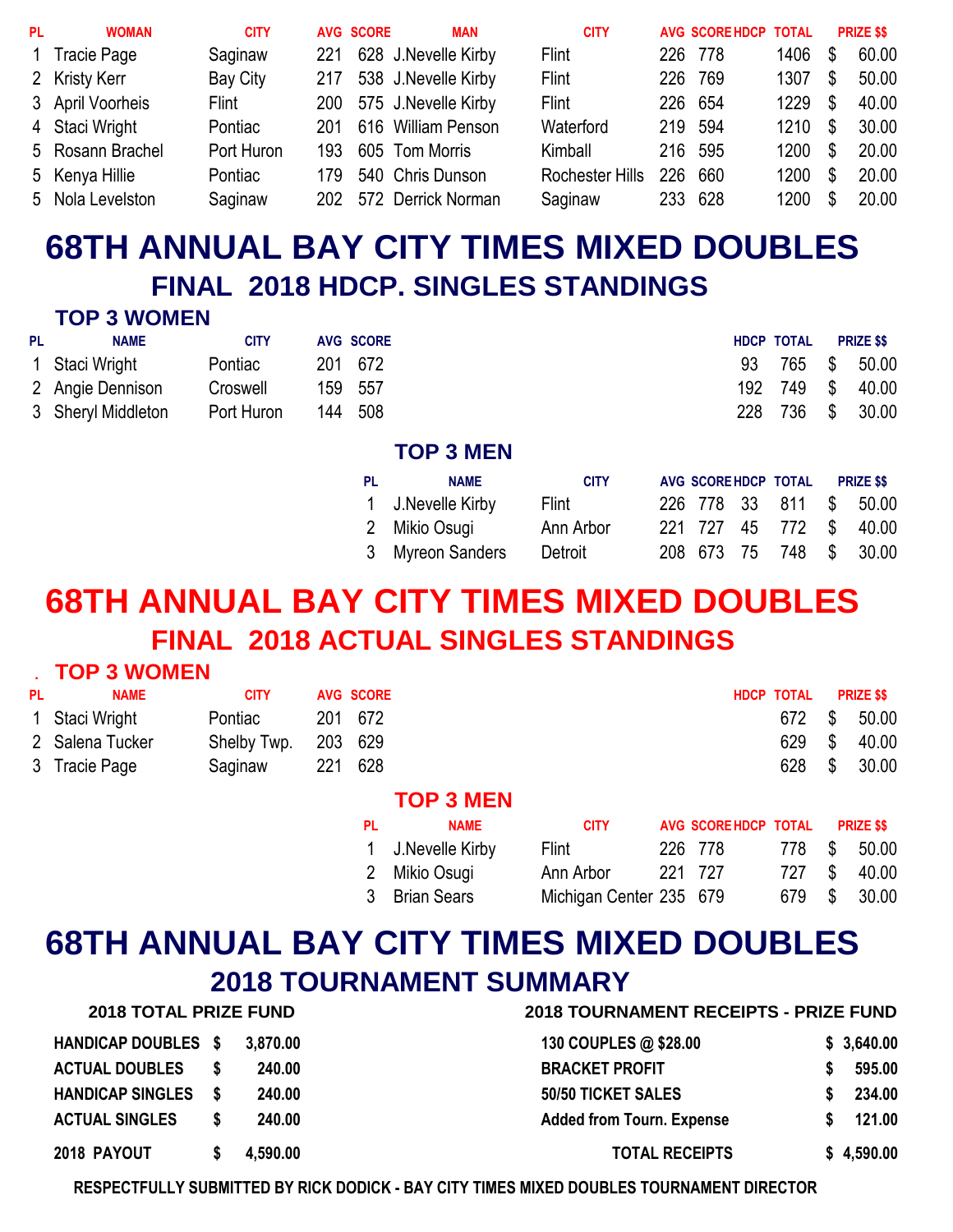| PL | WOMAN | CITY | AVG | SCORE | MAN | CITY | AVG | SCORE | HDCP | TOTAL | PRIZE $$ |
|---|---|---|---|---|---|---|---|---|---|---|---|
| 1 | Tracie Page | Saginaw | 221 | 628 | J.Nevelle Kirby | Flint | 226 | 778 | | 1406 | $ 60.00 |
| 2 | Kristy Kerr | Bay City | 217 | 538 | J.Nevelle Kirby | Flint | 226 | 769 | | 1307 | $ 50.00 |
| 3 | April Voorheis | Flint | 200 | 575 | J.Nevelle Kirby | Flint | 226 | 654 | | 1229 | $ 40.00 |
| 4 | Staci Wright | Pontiac | 201 | 616 | William Penson | Waterford | 219 | 594 | | 1210 | $ 30.00 |
| 5 | Rosann Brachel | Port Huron | 193 | 605 | Tom Morris | Kimball | 216 | 595 | | 1200 | $ 20.00 |
| 5 | Kenya Hillie | Pontiac | 179 | 540 | Chris Dunson | Rochester Hills | 226 | 660 | | 1200 | $ 20.00 |
| 5 | Nola Levelston | Saginaw | 202 | 572 | Derrick Norman | Saginaw | 233 | 628 | | 1200 | $ 20.00 |

# 68TH ANNUAL BAY CITY TIMES MIXED DOUBLES

## FINAL 2018 HDCP. SINGLES STANDINGS

### TOP 3 WOMEN

| PL | NAME | CITY | AVG | SCORE | HDCP | TOTAL | PRIZE $$ |
|---|---|---|---|---|---|---|---|
| 1 | Staci Wright | Pontiac | 201 | 672 | 93 | 765 | $ 50.00 |
| 2 | Angie Dennison | Croswell | 159 | 557 | 192 | 749 | $ 40.00 |
| 3 | Sheryl Middleton | Port Huron | 144 | 508 | 228 | 736 | $ 30.00 |

### TOP 3 MEN

| PL | NAME | CITY | AVG | SCORE | HDCP | TOTAL | PRIZE $$ |
|---|---|---|---|---|---|---|---|
| 1 | J.Nevelle Kirby | Flint | 226 | 778 | 33 | 811 | $ 50.00 |
| 2 | Mikio Osugi | Ann Arbor | 221 | 727 | 45 | 772 | $ 40.00 |
| 3 | Myreon Sanders | Detroit | 208 | 673 | 75 | 748 | $ 30.00 |

# 68TH ANNUAL BAY CITY TIMES MIXED DOUBLES

## FINAL 2018 ACTUAL SINGLES STANDINGS

### . TOP 3 WOMEN

| PL | NAME | CITY | AVG | SCORE | HDCP | TOTAL | PRIZE $$ |
|---|---|---|---|---|---|---|---|
| 1 | Staci Wright | Pontiac | 201 | 672 | | 672 | $ 50.00 |
| 2 | Salena Tucker | Shelby Twp. | 203 | 629 | | 629 | $ 40.00 |
| 3 | Tracie Page | Saginaw | 221 | 628 | | 628 | $ 30.00 |

### TOP 3 MEN

| PL | NAME | CITY | AVG | SCORE | HDCP | TOTAL | PRIZE $$ |
|---|---|---|---|---|---|---|---|
| 1 | J.Nevelle Kirby | Flint | 226 | 778 | | 778 | $ 50.00 |
| 2 | Mikio Osugi | Ann Arbor | 221 | 727 | | 727 | $ 40.00 |
| 3 | Brian Sears | Michigan Center | 235 | 679 | | 679 | $ 30.00 |

# 68TH ANNUAL BAY CITY TIMES MIXED DOUBLES

## 2018 TOURNAMENT SUMMARY

### 2018 TOTAL PRIZE FUND

| | |
|---|---|
| **HANDICAP DOUBLES** | **$ 3,870.00** |
| **ACTUAL DOUBLES** | **$ 240.00** |
| **HANDICAP SINGLES** | **$ 240.00** |
| **ACTUAL SINGLES** | **$ 240.00** |
| **2018 PAYOUT** | **$ 4,590.00** |

### 2018 TOURNAMENT RECEIPTS - PRIZE FUND

| | |
|---|---|
| **130 COUPLES @ $28.00** | **$ 3,640.00** |
| **BRACKET PROFIT** | **$ 595.00** |
| **50/50 TICKET SALES** | **$ 234.00** |
| **Added from Tourn. Expense** | **$ 121.00** |
| **TOTAL RECEIPTS** | **$ 4,590.00** |

**RESPECTFULLY SUBMITTED BY RICK DODICK - BAY CITY TIMES MIXED DOUBLES TOURNAMENT DIRECTOR**